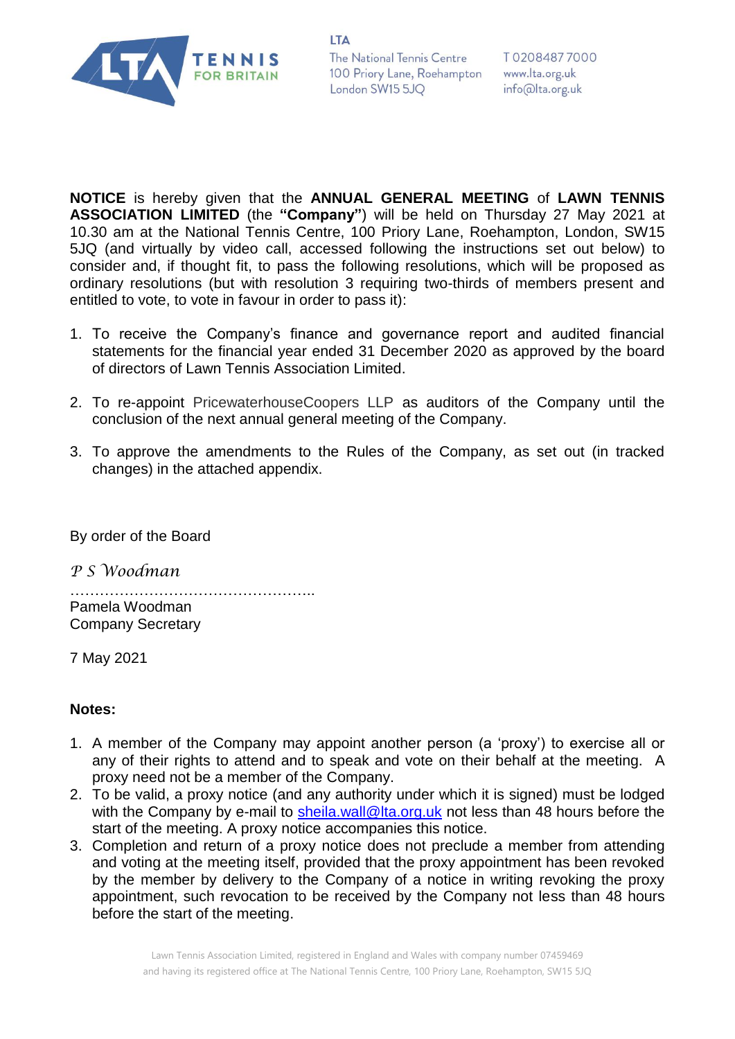LTA
The National Tennis Centre
100 Priory Lane, Roehampton
London SW15 5JQ

T 0208487 7000
www.lta.org.uk
info@lta.org.uk

**NOTICE** is hereby given that the **ANNUAL GENERAL MEETING** of **LAWN TENNIS ASSOCIATION LIMITED** (the **"Company"**) will be held on Thursday 27 May 2021 at 10.30 am at the National Tennis Centre, 100 Priory Lane, Roehampton, London, SW15 5JQ (and virtually by video call, accessed following the instructions set out below) to consider and, if thought fit, to pass the following resolutions, which will be proposed as ordinary resolutions (but with resolution 3 requiring two-thirds of members present and entitled to vote, to vote in favour in order to pass it):

1. To receive the Company's finance and governance report and audited financial statements for the financial year ended 31 December 2020 as approved by the board of directors of Lawn Tennis Association Limited.
2. To re-appoint PricewaterhouseCoopers LLP as auditors of the Company until the conclusion of the next annual general meeting of the Company.
3. To approve the amendments to the Rules of the Company, as set out (in tracked changes) in the attached appendix.

By order of the Board

*P S Woodman*

…………………………………………..
Pamela Woodman
Company Secretary

7 May 2021

**Notes:**

1. A member of the Company may appoint another person (a 'proxy') to exercise all or any of their rights to attend and to speak and vote on their behalf at the meeting. A proxy need not be a member of the Company.
2. To be valid, a proxy notice (and any authority under which it is signed) must be lodged with the Company by e-mail to sheila.wall@lta.org.uk not less than 48 hours before the start of the meeting. A proxy notice accompanies this notice.
3. Completion and return of a proxy notice does not preclude a member from attending and voting at the meeting itself, provided that the proxy appointment has been revoked by the member by delivery to the Company of a notice in writing revoking the proxy appointment, such revocation to be received by the Company not less than 48 hours before the start of the meeting.

Lawn Tennis Association Limited, registered in England and Wales with company number 07459469 and having its registered office at The National Tennis Centre, 100 Priory Lane, Roehampton, SW15 5JQ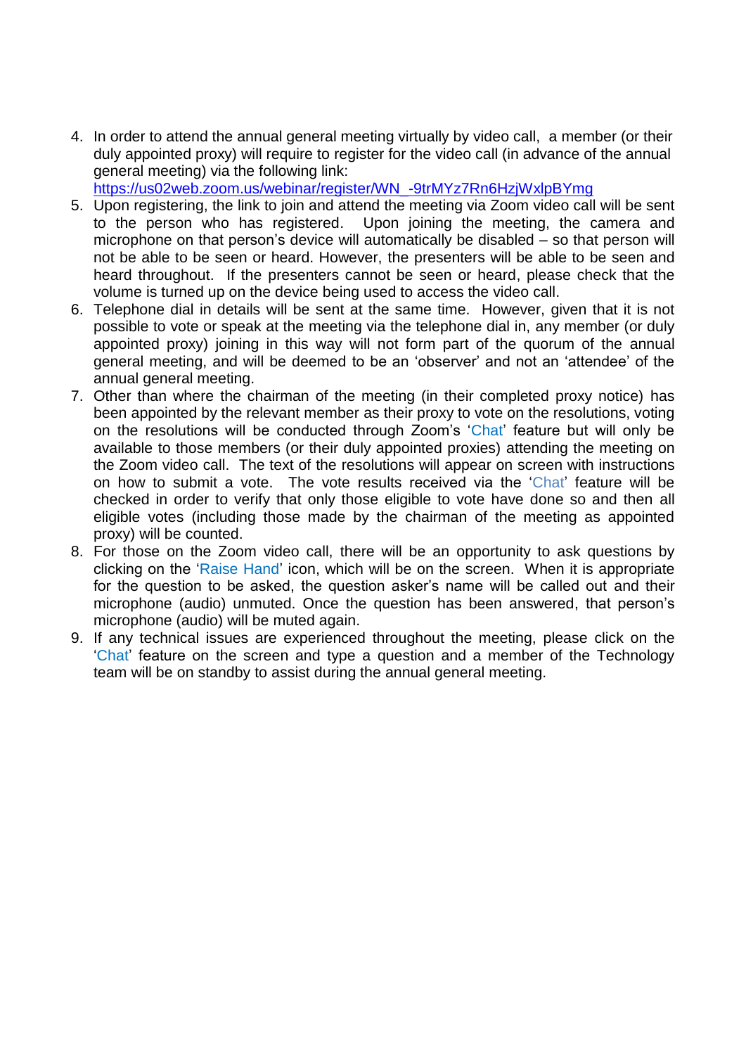4. In order to attend the annual general meeting virtually by video call, a member (or their duly appointed proxy) will require to register for the video call (in advance of the annual general meeting) via the following link: https://us02web.zoom.us/webinar/register/WN_-9trMYz7Rn6HzjWxlpBYmg
5. Upon registering, the link to join and attend the meeting via Zoom video call will be sent to the person who has registered. Upon joining the meeting, the camera and microphone on that person's device will automatically be disabled – so that person will not be able to be seen or heard. However, the presenters will be able to be seen and heard throughout. If the presenters cannot be seen or heard, please check that the volume is turned up on the device being used to access the video call.
6. Telephone dial in details will be sent at the same time. However, given that it is not possible to vote or speak at the meeting via the telephone dial in, any member (or duly appointed proxy) joining in this way will not form part of the quorum of the annual general meeting, and will be deemed to be an 'observer' and not an 'attendee' of the annual general meeting.
7. Other than where the chairman of the meeting (in their completed proxy notice) has been appointed by the relevant member as their proxy to vote on the resolutions, voting on the resolutions will be conducted through Zoom's 'Chat' feature but will only be available to those members (or their duly appointed proxies) attending the meeting on the Zoom video call. The text of the resolutions will appear on screen with instructions on how to submit a vote. The vote results received via the 'Chat' feature will be checked in order to verify that only those eligible to vote have done so and then all eligible votes (including those made by the chairman of the meeting as appointed proxy) will be counted.
8. For those on the Zoom video call, there will be an opportunity to ask questions by clicking on the 'Raise Hand' icon, which will be on the screen. When it is appropriate for the question to be asked, the question asker's name will be called out and their microphone (audio) unmuted. Once the question has been answered, that person's microphone (audio) will be muted again.
9. If any technical issues are experienced throughout the meeting, please click on the 'Chat' feature on the screen and type a question and a member of the Technology team will be on standby to assist during the annual general meeting.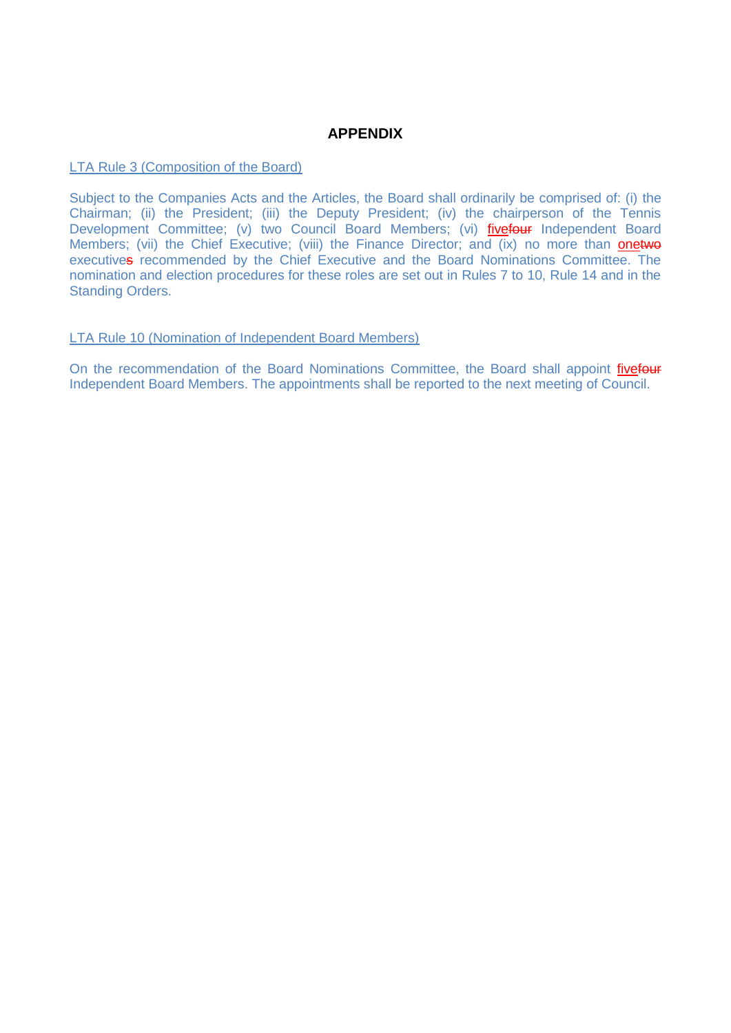## APPENDIX

LTA Rule 3 (Composition of the Board)

Subject to the Companies Acts and the Articles, the Board shall ordinarily be comprised of: (i) the Chairman; (ii) the President; (iii) the Deputy President; (iv) the chairperson of the Tennis Development Committee; (v) two Council Board Members; (vi) <ins>five</ins>~~four~~ Independent Board Members; (vii) the Chief Executive; (viii) the Finance Director; and (ix) no more than <ins>one</ins>~~two~~ executive~~s~~ recommended by the Chief Executive and the Board Nominations Committee. The nomination and election procedures for these roles are set out in Rules 7 to 10, Rule 14 and in the Standing Orders.

LTA Rule 10 (Nomination of Independent Board Members)

On the recommendation of the Board Nominations Committee, the Board shall appoint <ins>five</ins>~~four~~ Independent Board Members. The appointments shall be reported to the next meeting of Council.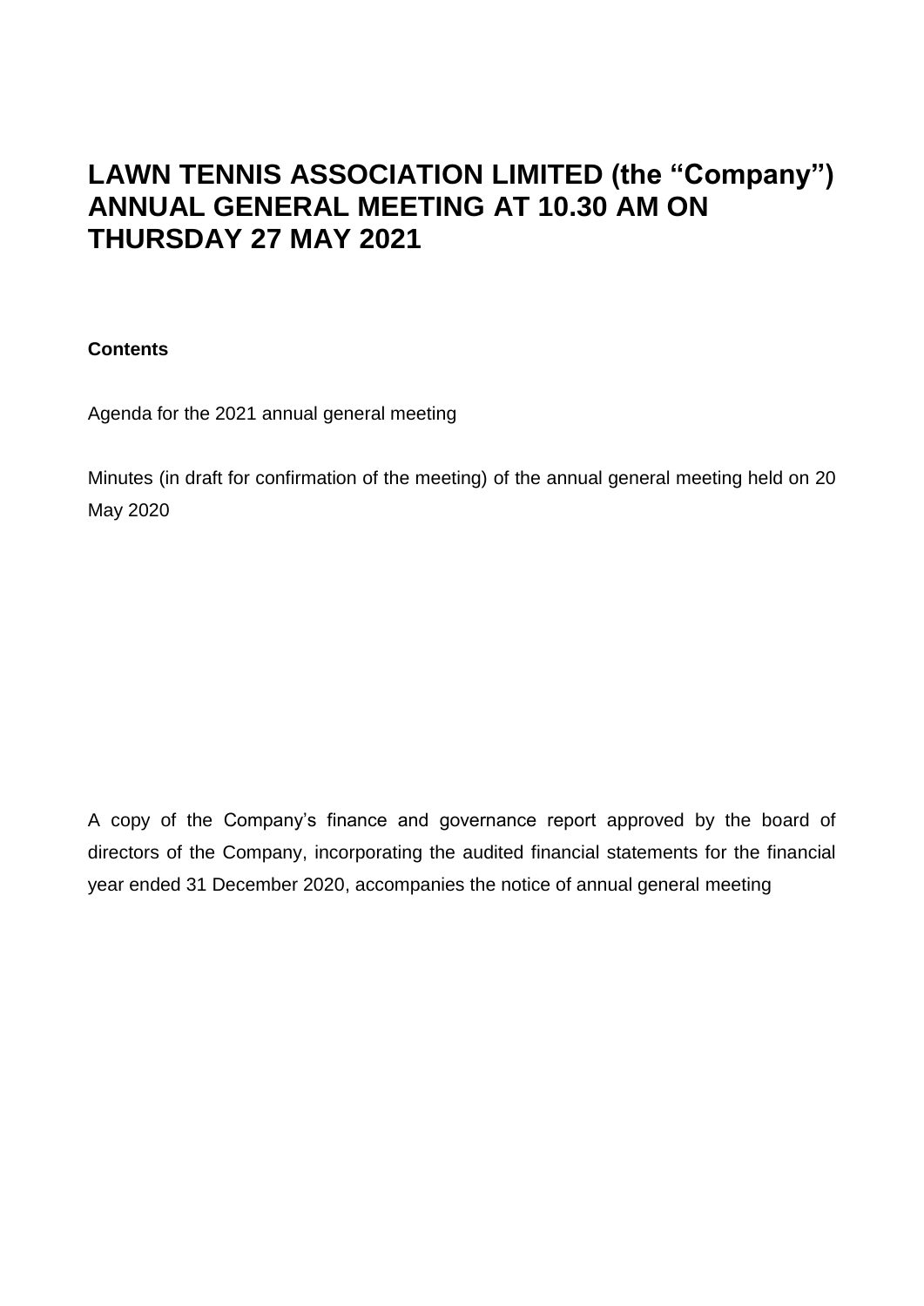# LAWN TENNIS ASSOCIATION LIMITED (the "Company") ANNUAL GENERAL MEETING AT 10.30 AM ON THURSDAY 27 MAY 2021

**Contents**

Agenda for the 2021 annual general meeting

Minutes (in draft for confirmation of the meeting) of the annual general meeting held on 20 May 2020

A copy of the Company's finance and governance report approved by the board of directors of the Company, incorporating the audited financial statements for the financial year ended 31 December 2020, accompanies the notice of annual general meeting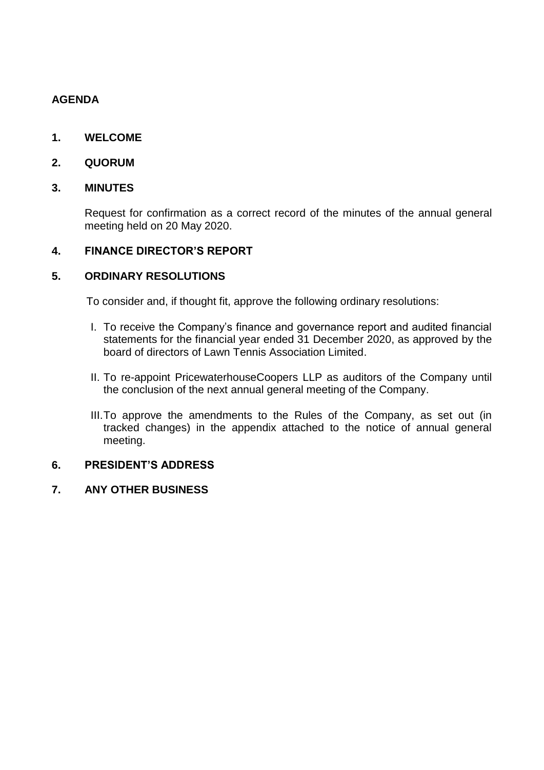## AGENDA

### 1. WELCOME

### 2. QUORUM

### 3. MINUTES

Request for confirmation as a correct record of the minutes of the annual general meeting held on 20 May 2020.

### 4. FINANCE DIRECTOR'S REPORT

### 5. ORDINARY RESOLUTIONS

To consider and, if thought fit, approve the following ordinary resolutions:

I. To receive the Company's finance and governance report and audited financial statements for the financial year ended 31 December 2020, as approved by the board of directors of Lawn Tennis Association Limited.

II. To re-appoint PricewaterhouseCoopers LLP as auditors of the Company until the conclusion of the next annual general meeting of the Company.

III. To approve the amendments to the Rules of the Company, as set out (in tracked changes) in the appendix attached to the notice of annual general meeting.

### 6. PRESIDENT'S ADDRESS

### 7. ANY OTHER BUSINESS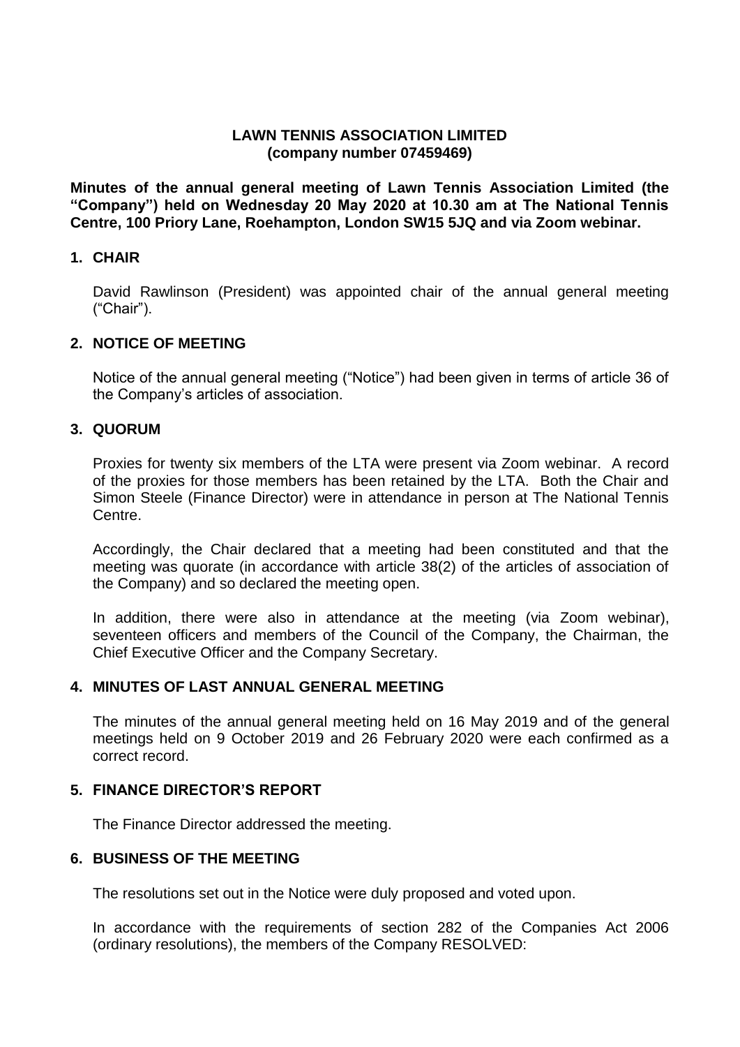**LAWN TENNIS ASSOCIATION LIMITED**
**(company number 07459469)**

**Minutes of the annual general meeting of Lawn Tennis Association Limited (the "Company") held on Wednesday 20 May 2020 at 10.30 am at The National Tennis Centre, 100 Priory Lane, Roehampton, London SW15 5JQ and via Zoom webinar.**

## 1. CHAIR

David Rawlinson (President) was appointed chair of the annual general meeting ("Chair").

## 2. NOTICE OF MEETING

Notice of the annual general meeting ("Notice") had been given in terms of article 36 of the Company's articles of association.

## 3. QUORUM

Proxies for twenty six members of the LTA were present via Zoom webinar. A record of the proxies for those members has been retained by the LTA. Both the Chair and Simon Steele (Finance Director) were in attendance in person at The National Tennis Centre.

Accordingly, the Chair declared that a meeting had been constituted and that the meeting was quorate (in accordance with article 38(2) of the articles of association of the Company) and so declared the meeting open.

In addition, there were also in attendance at the meeting (via Zoom webinar), seventeen officers and members of the Council of the Company, the Chairman, the Chief Executive Officer and the Company Secretary.

## 4. MINUTES OF LAST ANNUAL GENERAL MEETING

The minutes of the annual general meeting held on 16 May 2019 and of the general meetings held on 9 October 2019 and 26 February 2020 were each confirmed as a correct record.

## 5. FINANCE DIRECTOR'S REPORT

The Finance Director addressed the meeting.

## 6. BUSINESS OF THE MEETING

The resolutions set out in the Notice were duly proposed and voted upon.

In accordance with the requirements of section 282 of the Companies Act 2006 (ordinary resolutions), the members of the Company RESOLVED: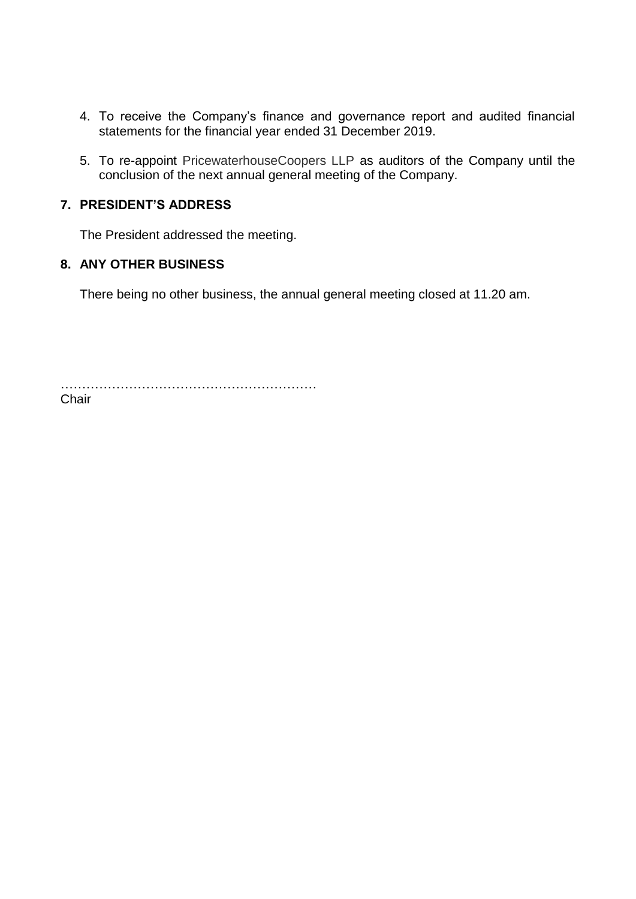4. To receive the Company's finance and governance report and audited financial statements for the financial year ended 31 December 2019.

5. To re-appoint PricewaterhouseCoopers LLP as auditors of the Company until the conclusion of the next annual general meeting of the Company.

## 7. PRESIDENT'S ADDRESS

The President addressed the meeting.

## 8. ANY OTHER BUSINESS

There being no other business, the annual general meeting closed at 11.20 am.

……………………………………………………

Chair